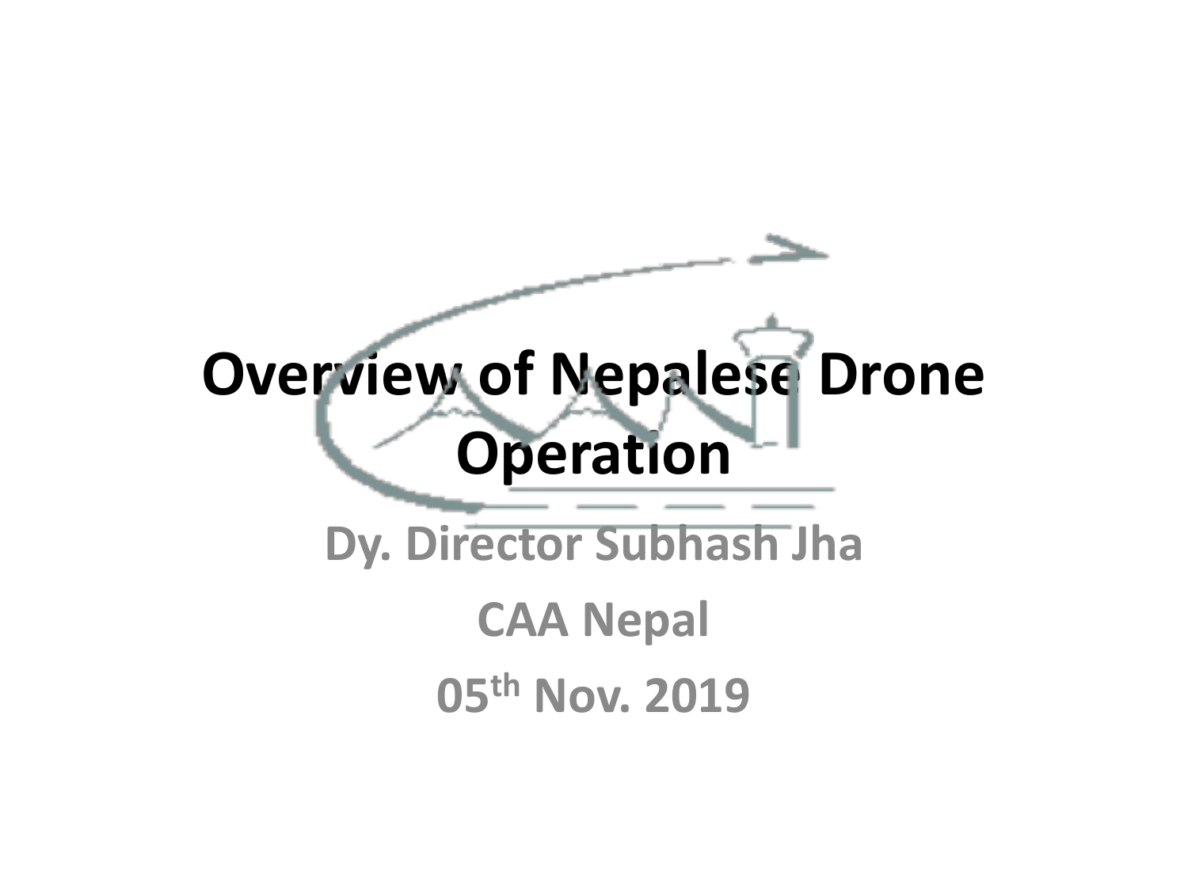# Overview of Nepalese Drone Operation

**Dy. Director Subhash Jha**

**CAA Nepal**

**05th Nov. 2019**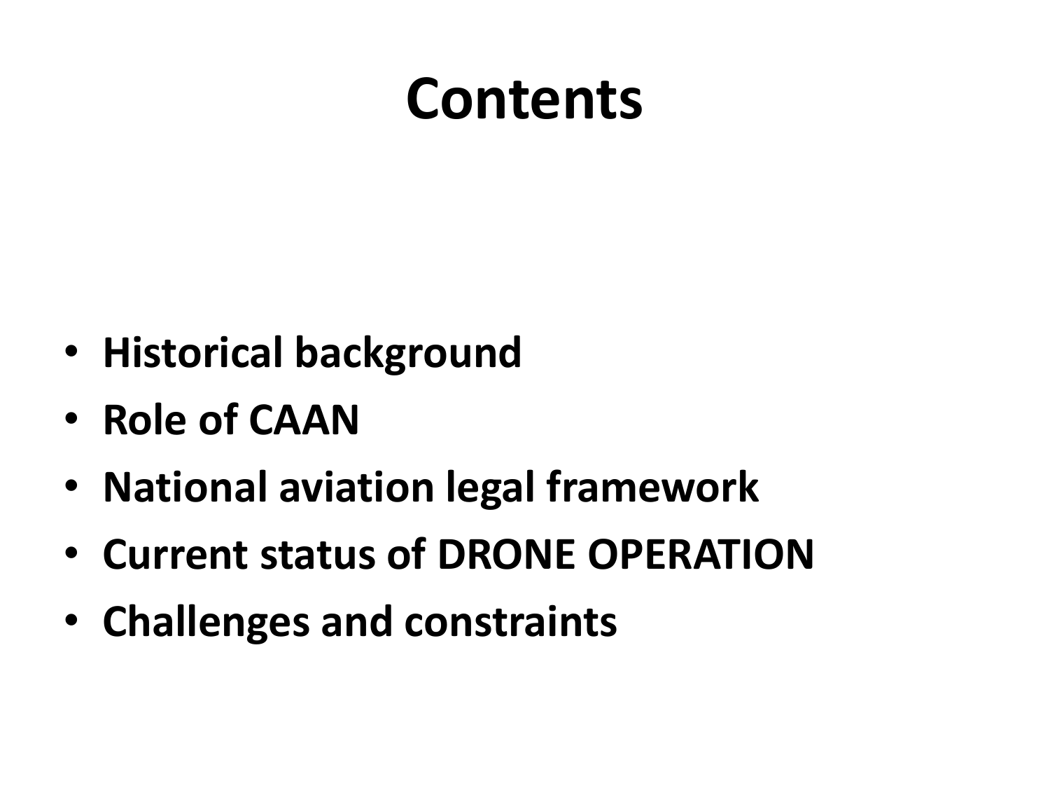# Contents

- **Historical background**
- **Role of CAAN**
- **National aviation legal framework**
- **Current status of DRONE OPERATION**
- **Challenges and constraints**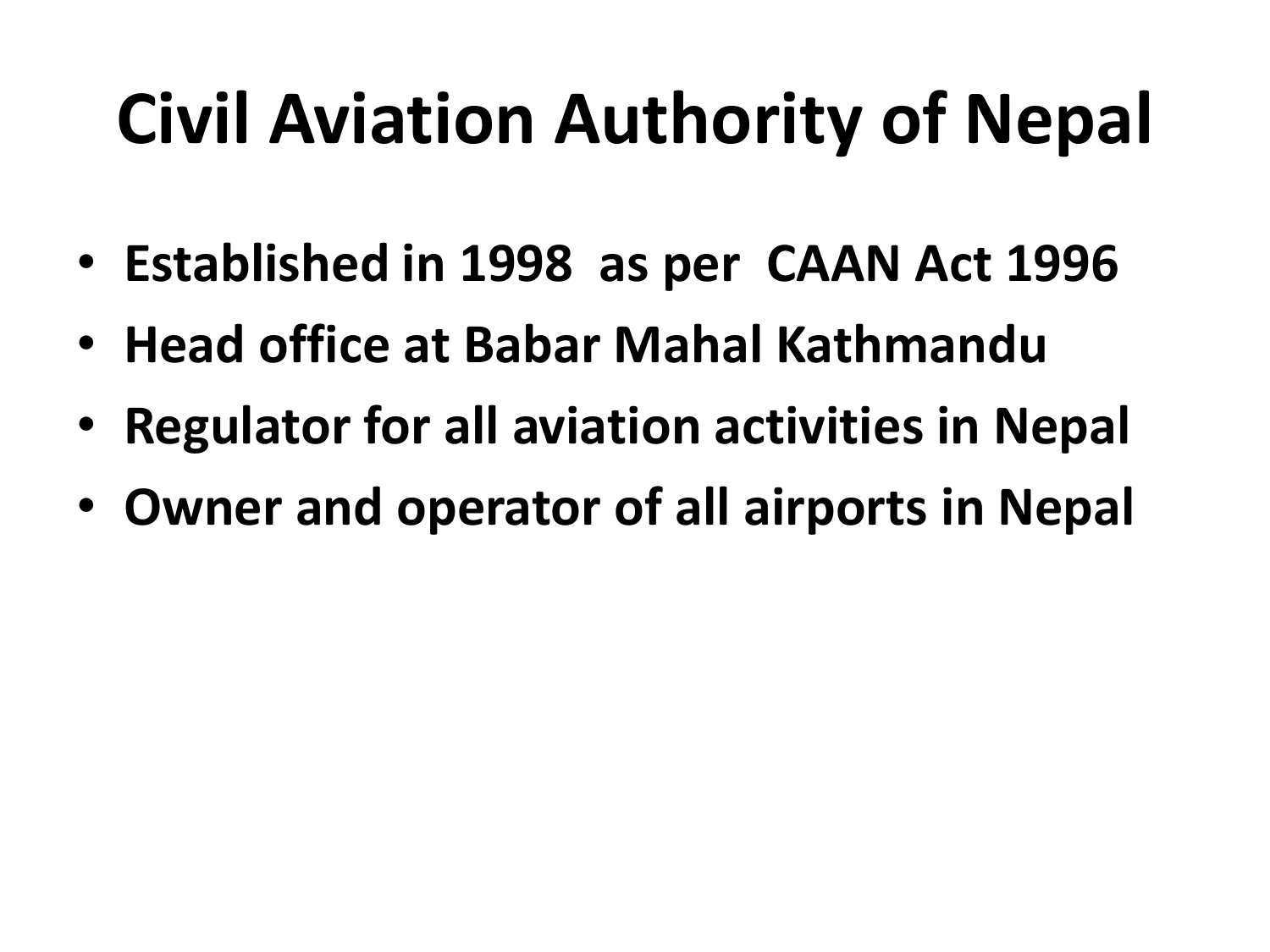# Civil Aviation Authority of Nepal

- **Established in 1998 as per CAAN Act 1996**
- **Head office at Babar Mahal Kathmandu**
- **Regulator for all aviation activities in Nepal**
- **Owner and operator of all airports in Nepal**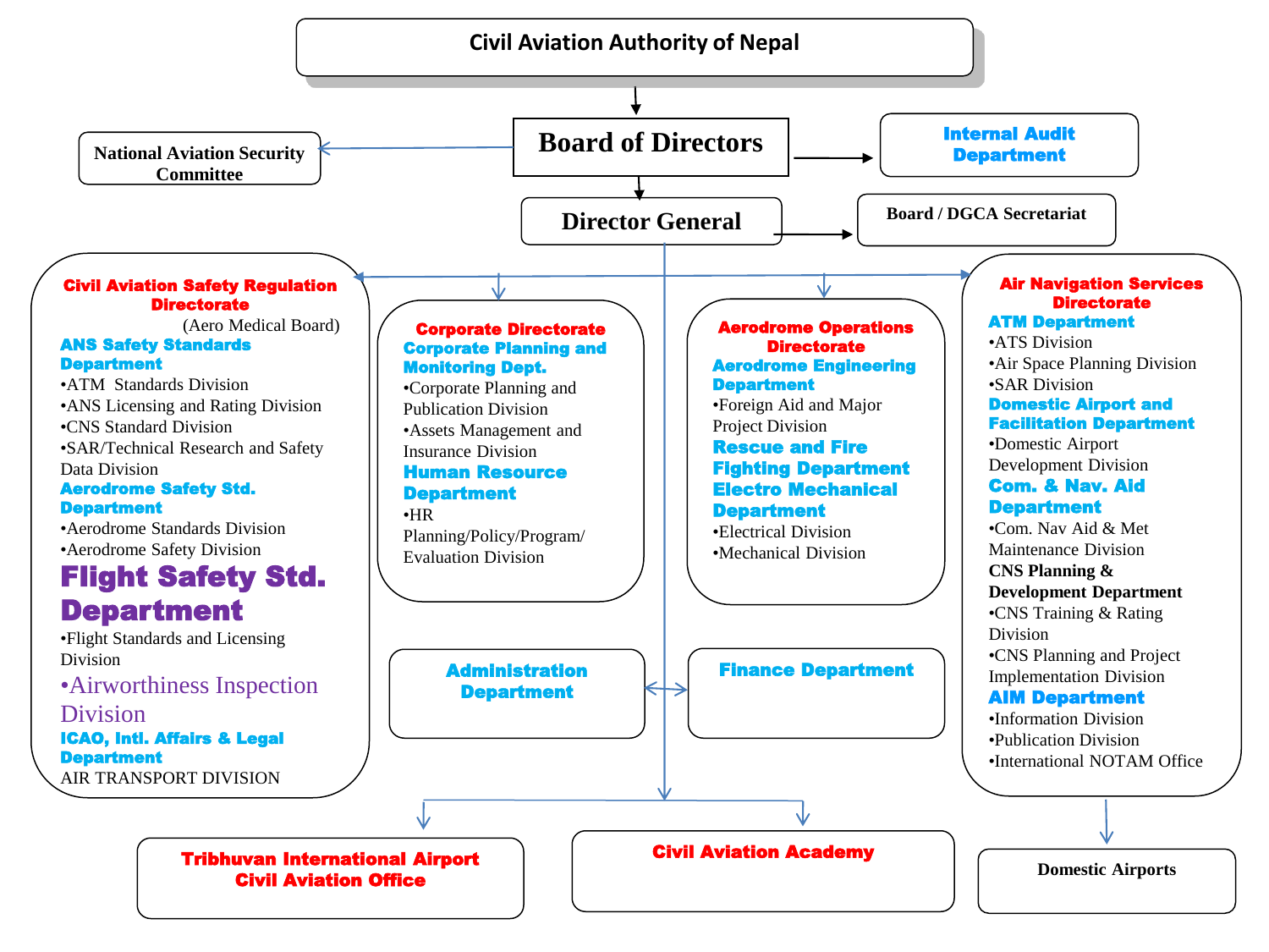# Civil Aviation Authority of Nepal

## Board of Directors

- National Aviation Security Committee
- Internal Audit Department

## Director General

- Board / DGCA Secretariat

### Civil Aviation Safety Regulation Directorate

(Aero Medical Board)

**ANS Safety Standards Department**

- ATM Standards Division
- ANS Licensing and Rating Division
- CNS Standard Division
- SAR/Technical Research and Safety Data Division

**Aerodrome Safety Std. Department**

- Aerodrome Standards Division
- Aerodrome Safety Division

**Flight Safety Std. Department**

- Flight Standards and Licensing Division
- Airworthiness Inspection Division

**ICAO, Intl. Affairs & Legal Department**

AIR TRANSPORT DIVISION

### Corporate Directorate

**Corporate Planning and Monitoring Dept.**

- Corporate Planning and Publication Division
- Assets Management and Insurance Division

**Human Resource Department**

- HR Planning/Policy/Program/ Evaluation Division

### Aerodrome Operations Directorate

**Aerodrome Engineering Department**

- Foreign Aid and Major Project Division

**Rescue and Fire Fighting Department**

**Electro Mechanical Department**

- Electrical Division
- Mechanical Division

### Air Navigation Services Directorate

**ATM Department**

- ATS Division
- Air Space Planning Division
- SAR Division

**Domestic Airport and Facilitation Department**

- Domestic Airport Development Division

**Com. & Nav. Aid Department**

- Com. Nav Aid & Met Maintenance Division

**CNS Planning & Development Department**

- CNS Training & Rating Division
- CNS Planning and Project Implementation Division

**AIM Department**

- Information Division
- Publication Division
- International NOTAM Office

### Administration Department

### Finance Department

### Tribhuvan International Airport Civil Aviation Office

### Civil Aviation Academy

### Domestic Airports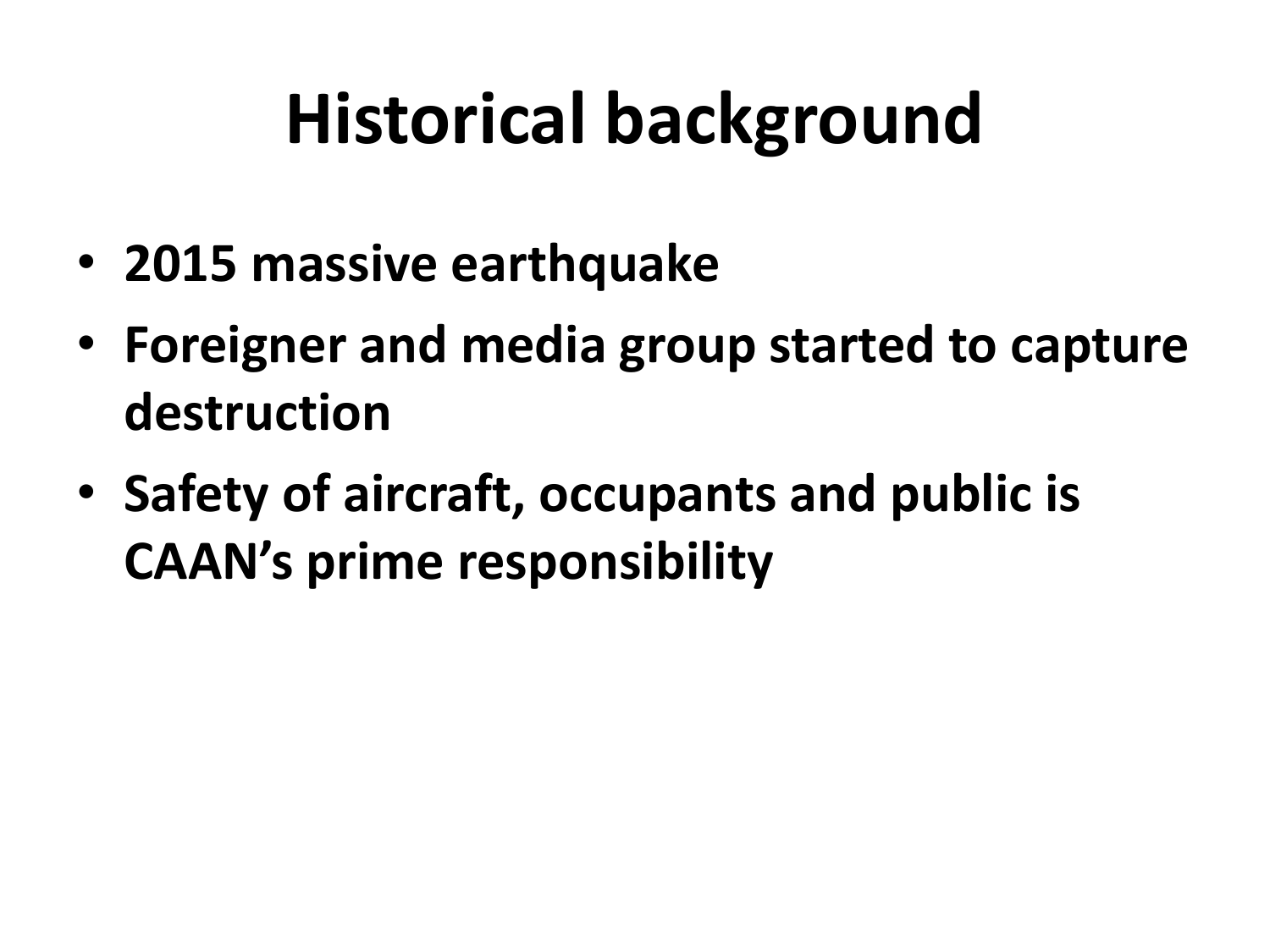# Historical background

- **2015 massive earthquake**
- **Foreigner and media group started to capture destruction**
- **Safety of aircraft, occupants and public is CAAN's prime responsibility**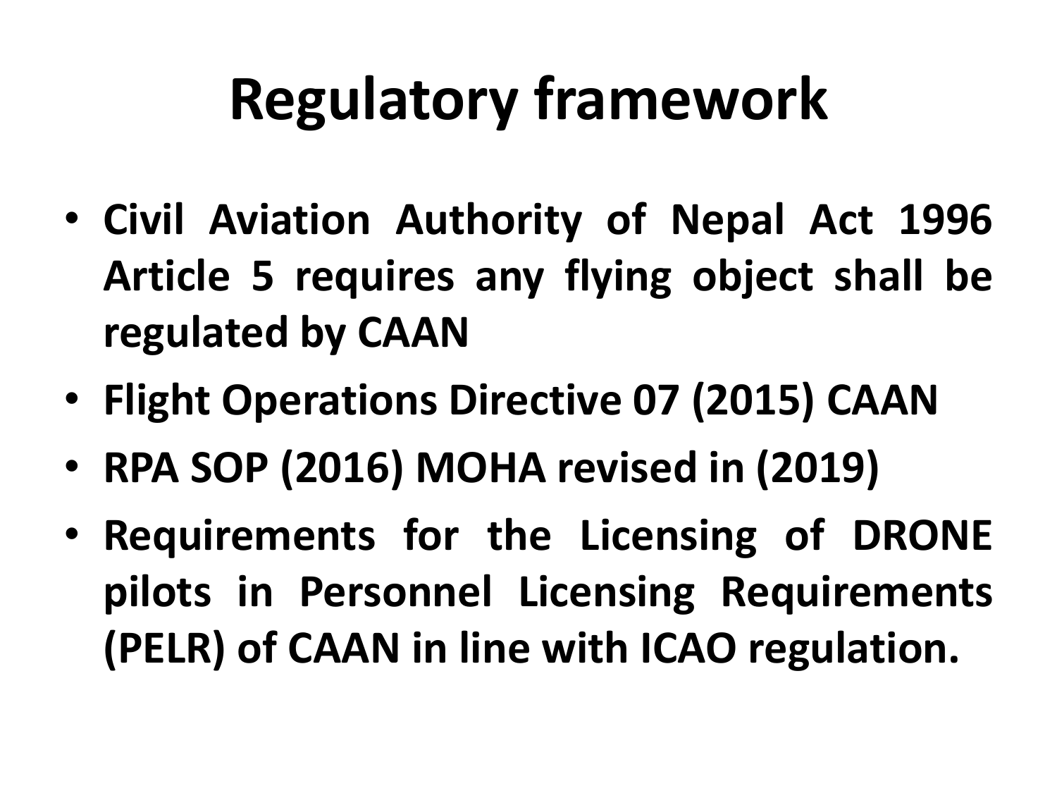# Regulatory framework

- **Civil Aviation Authority of Nepal Act 1996 Article 5 requires any flying object shall be regulated by CAAN**
- **Flight Operations Directive 07 (2015) CAAN**
- **RPA SOP (2016) MOHA revised in (2019)**
- **Requirements for the Licensing of DRONE pilots in Personnel Licensing Requirements (PELR) of CAAN in line with ICAO regulation.**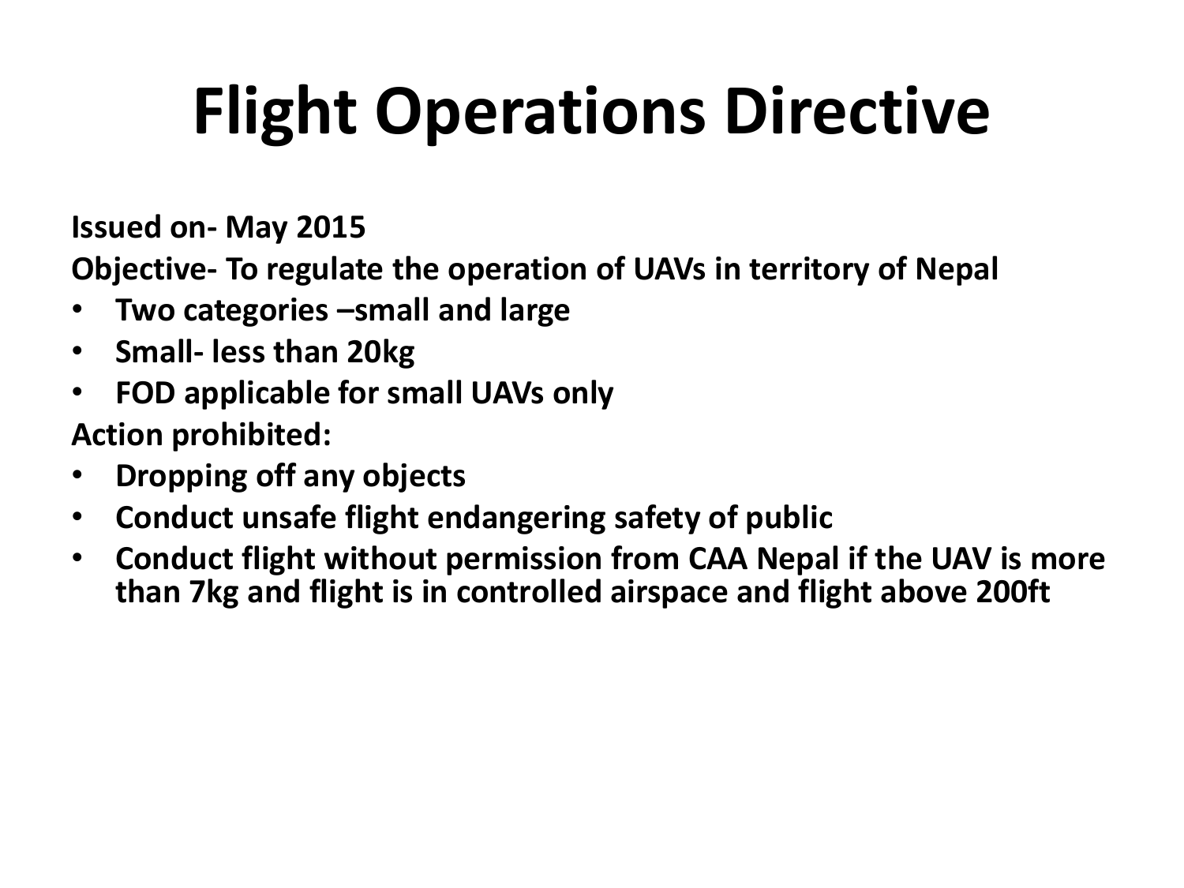# Flight Operations Directive

**Issued on- May 2015**

**Objective- To regulate the operation of UAVs in territory of Nepal**

- **Two categories –small and large**
- **Small- less than 20kg**
- **FOD applicable for small UAVs only**

**Action prohibited:**

- **Dropping off any objects**
- **Conduct unsafe flight endangering safety of public**
- **Conduct flight without permission from CAA Nepal if the UAV is more than 7kg and flight is in controlled airspace and flight above 200ft**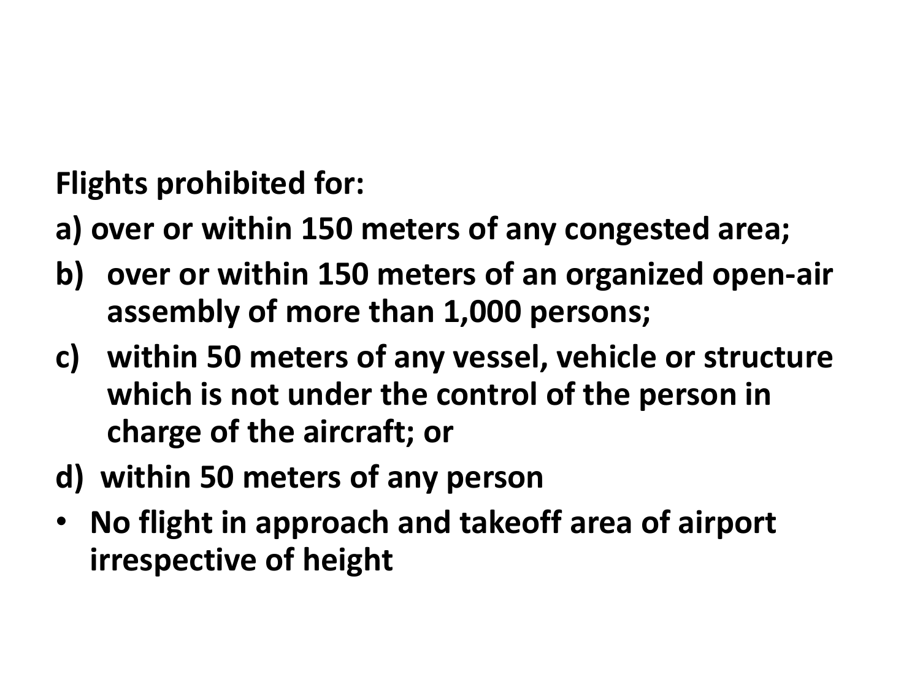**Flights prohibited for:**

**a) over or within 150 meters of any congested area;**

**b) over or within 150 meters of an organized open-air assembly of more than 1,000 persons;**

**c) within 50 meters of any vessel, vehicle or structure which is not under the control of the person in charge of the aircraft; or**

**d) within 50 meters of any person**

- **No flight in approach and takeoff area of airport irrespective of height**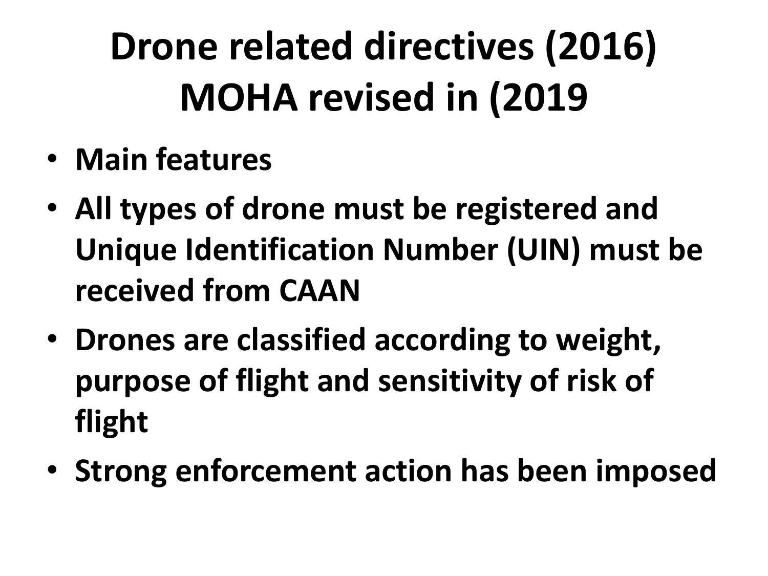# Drone related directives (2016) MOHA revised in (2019

- **Main features**
- **All types of drone must be registered and Unique Identification Number (UIN) must be received from CAAN**
- **Drones are classified according to weight, purpose of flight and sensitivity of risk of flight**
- **Strong enforcement action has been imposed**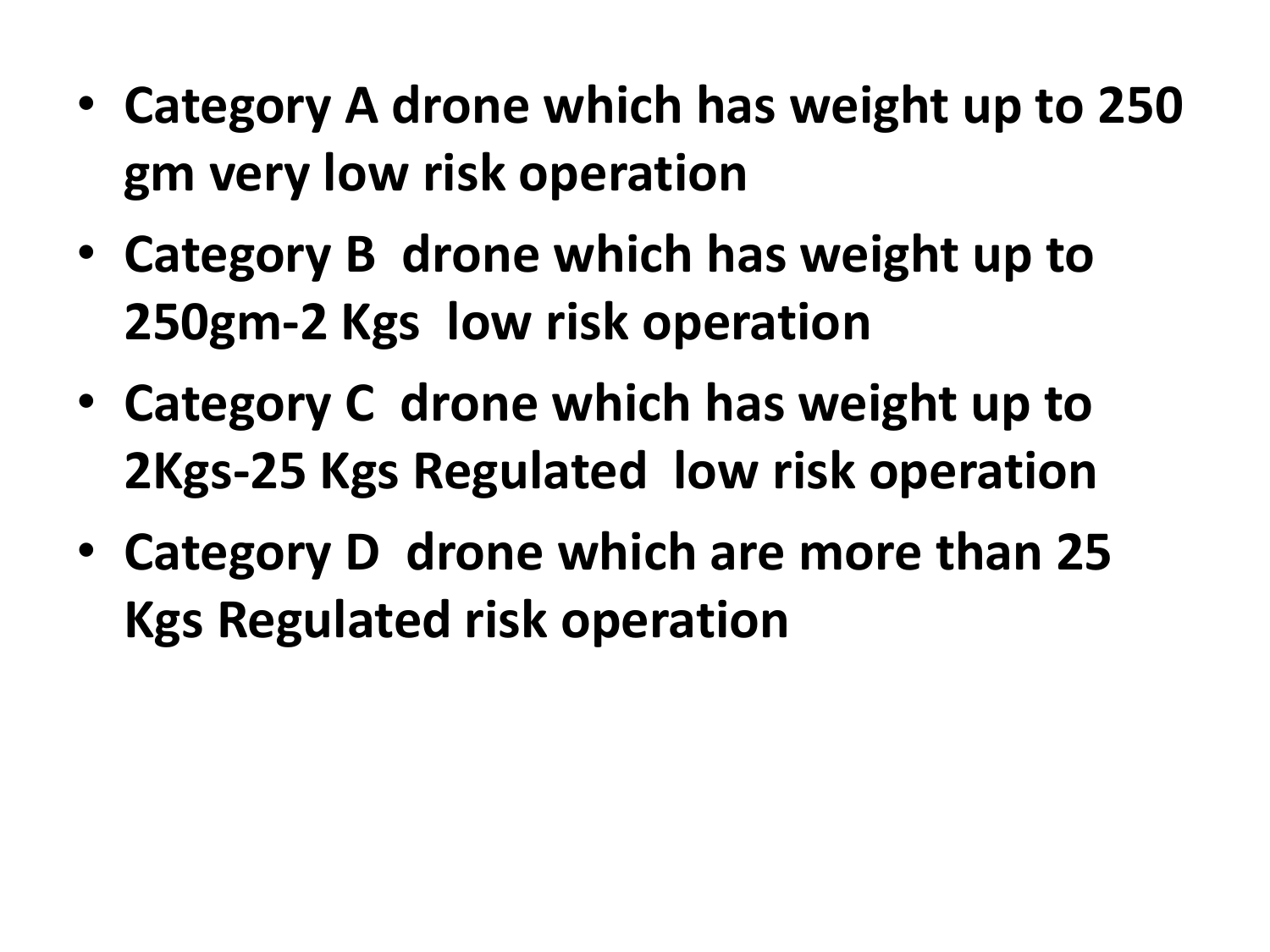- **Category A drone which has weight up to 250 gm very low risk operation**
- **Category B drone which has weight up to 250gm-2 Kgs low risk operation**
- **Category C drone which has weight up to 2Kgs-25 Kgs Regulated low risk operation**
- **Category D drone which are more than 25 Kgs Regulated risk operation**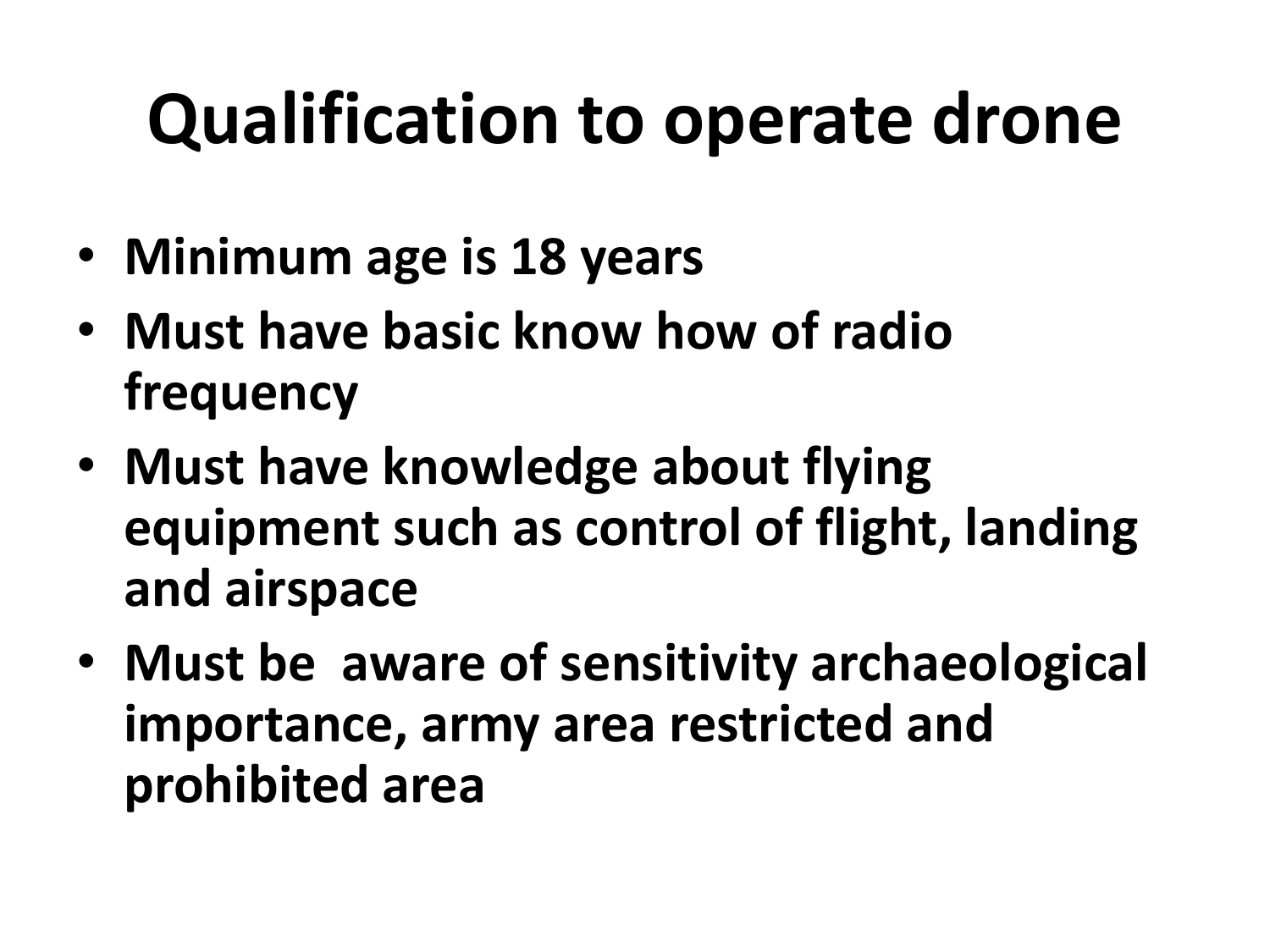# Qualification to operate drone

- **Minimum age is 18 years**
- **Must have basic know how of radio frequency**
- **Must have knowledge about flying equipment such as control of flight, landing and airspace**
- **Must be aware of sensitivity archaeological importance, army area restricted and prohibited area**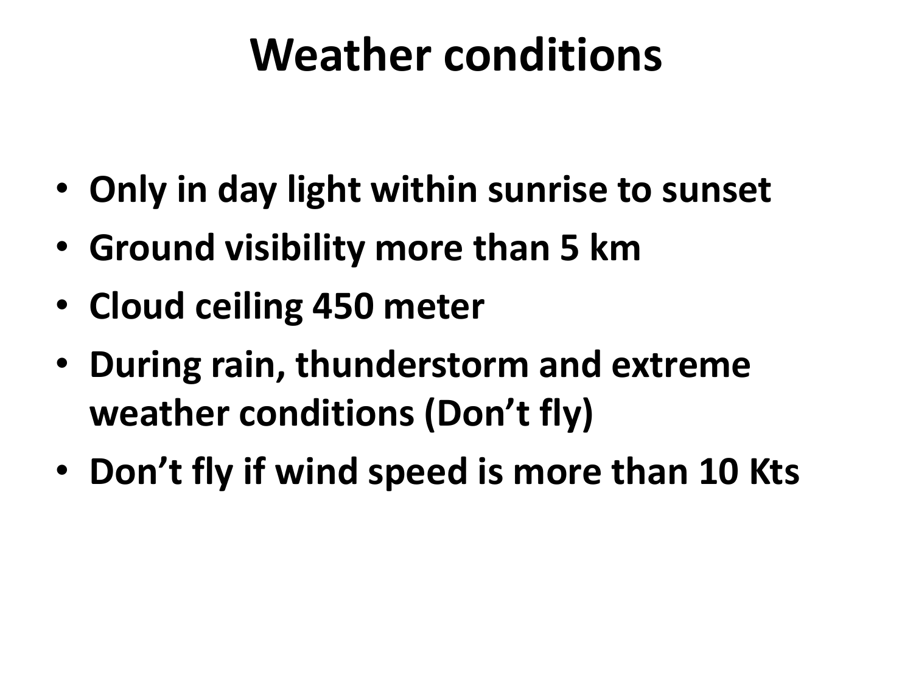# Weather conditions

- **Only in day light within sunrise to sunset**
- **Ground visibility more than 5 km**
- **Cloud ceiling 450 meter**
- **During rain, thunderstorm and extreme weather conditions (Don't fly)**
- **Don't fly if wind speed is more than 10 Kts**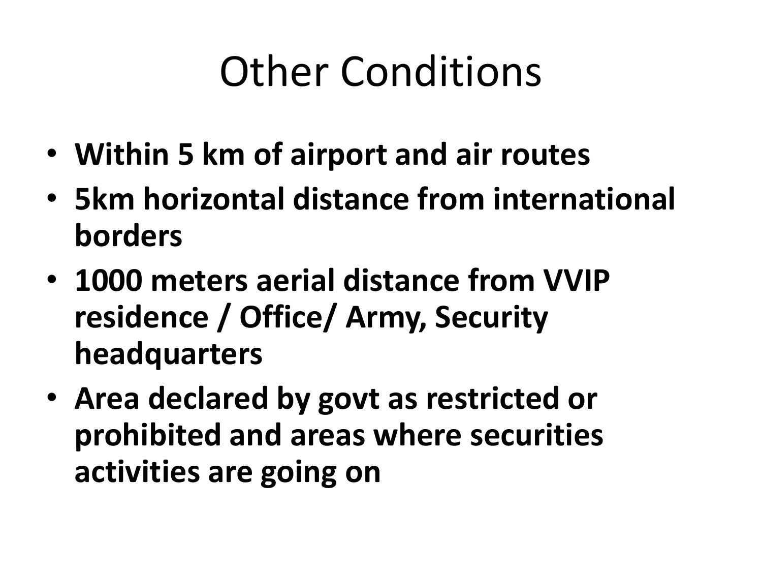# Other Conditions

- **Within 5 km of airport and air routes**
- **5km horizontal distance from international borders**
- **1000 meters aerial distance from VVIP residence / Office/ Army, Security headquarters**
- **Area declared by govt as restricted or prohibited and areas where securities activities are going on**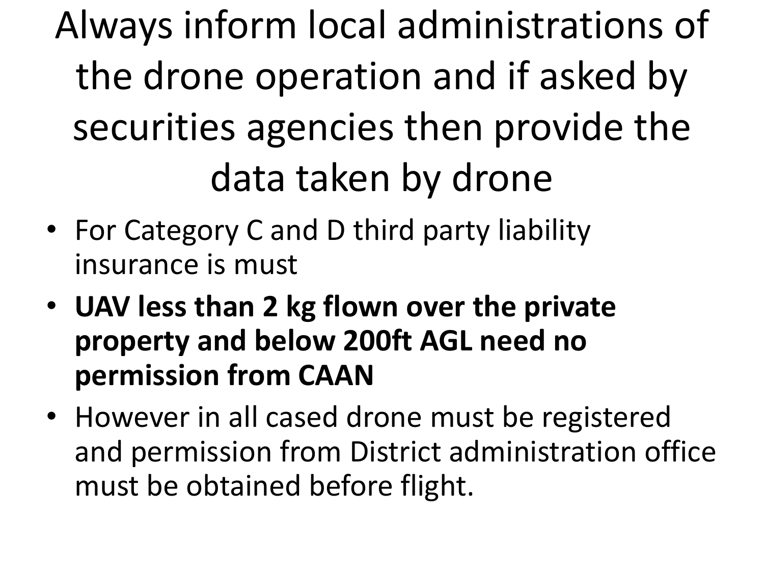# Always inform local administrations of the drone operation and if asked by securities agencies then provide the data taken by drone

- For Category C and D third party liability insurance is must
- **UAV less than 2 kg flown over the private property and below 200ft AGL need no permission from CAAN**
- However in all cased drone must be registered and permission from District administration office must be obtained before flight.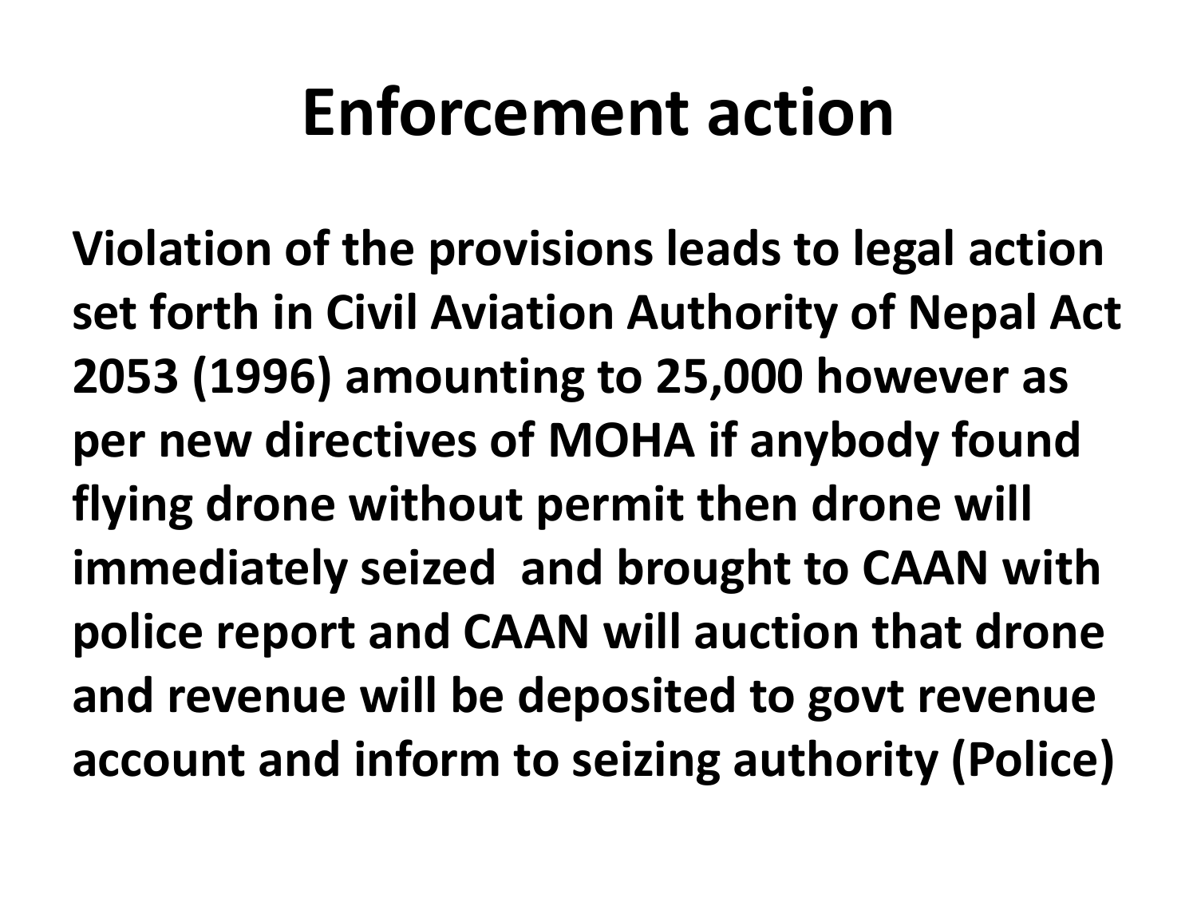# Enforcement action

**Violation of the provisions leads to legal action set forth in Civil Aviation Authority of Nepal Act 2053 (1996) amounting to 25,000 however as per new directives of MOHA if anybody found flying drone without permit then drone will immediately seized and brought to CAAN with police report and CAAN will auction that drone and revenue will be deposited to govt revenue account and inform to seizing authority (Police)**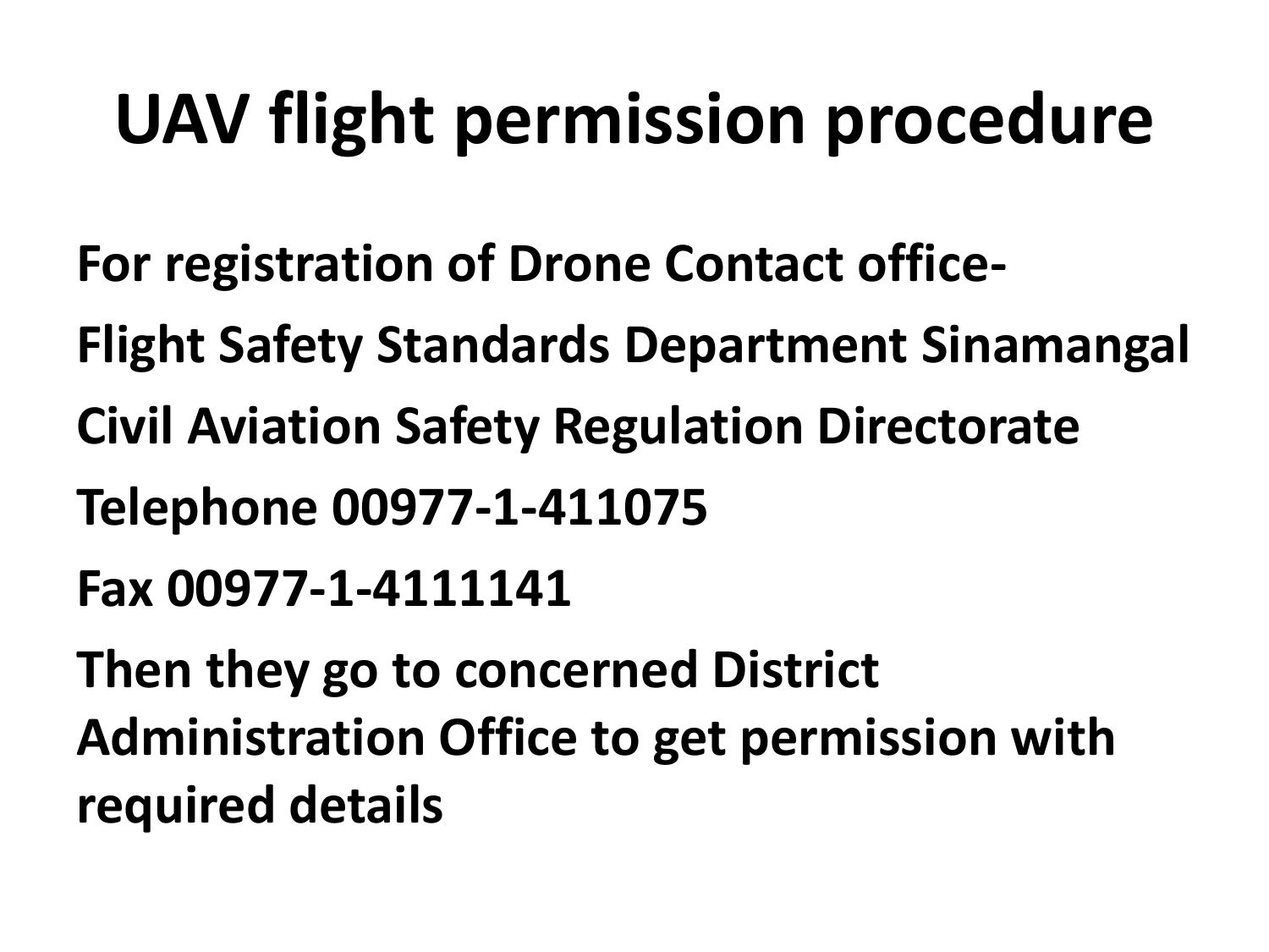# UAV flight permission procedure

**For registration of Drone Contact office-**

**Flight Safety Standards Department Sinamangal**

**Civil Aviation Safety Regulation Directorate**

**Telephone 00977-1-411075**

**Fax 00977-1-4111141**

**Then they go to concerned District Administration Office to get permission with required details**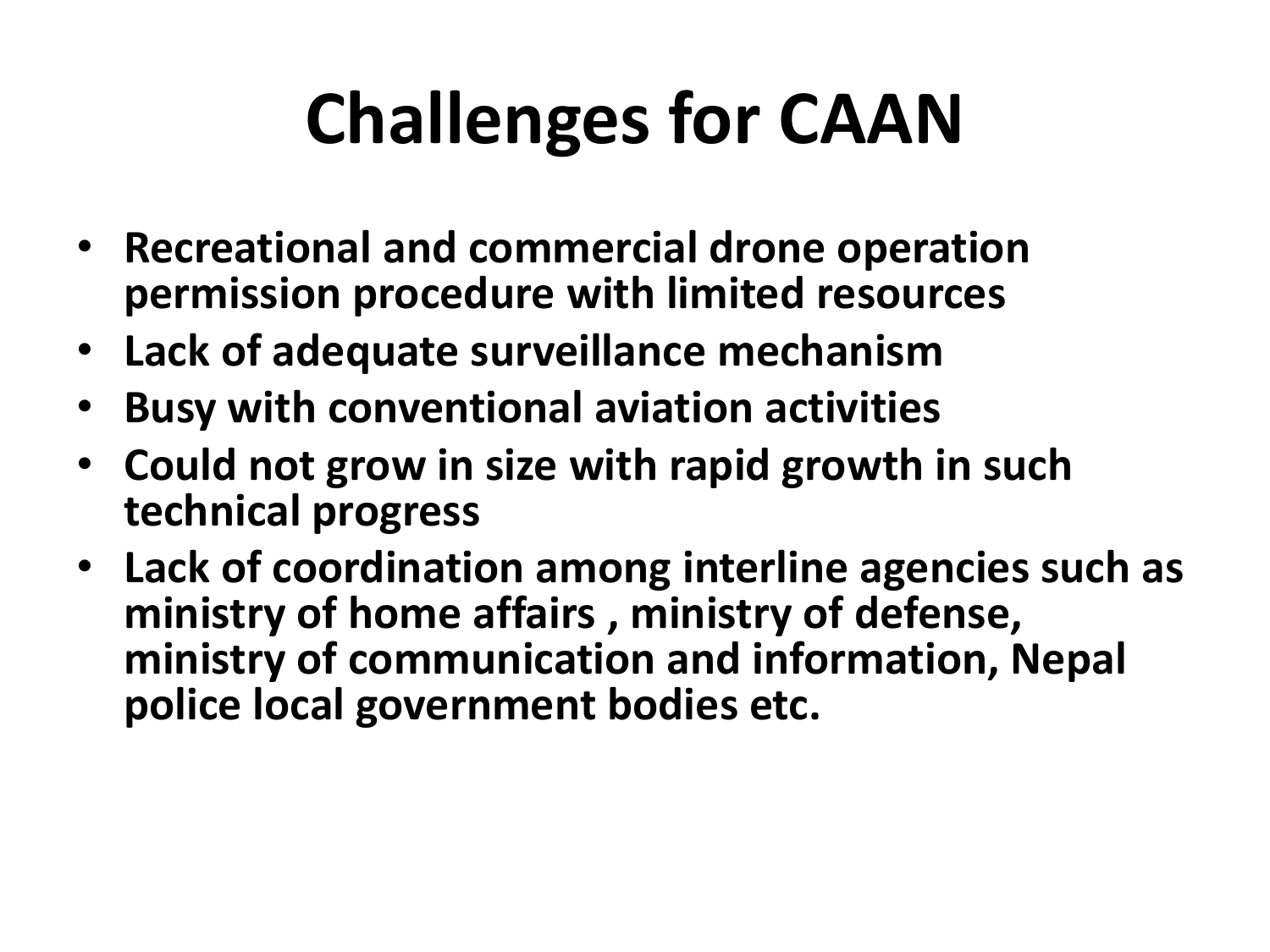# Challenges for CAAN

- **Recreational and commercial drone operation permission procedure with limited resources**
- **Lack of adequate surveillance mechanism**
- **Busy with conventional aviation activities**
- **Could not grow in size with rapid growth in such technical progress**
- **Lack of coordination among interline agencies such as ministry of home affairs , ministry of defense, ministry of communication and information, Nepal police local government bodies etc.**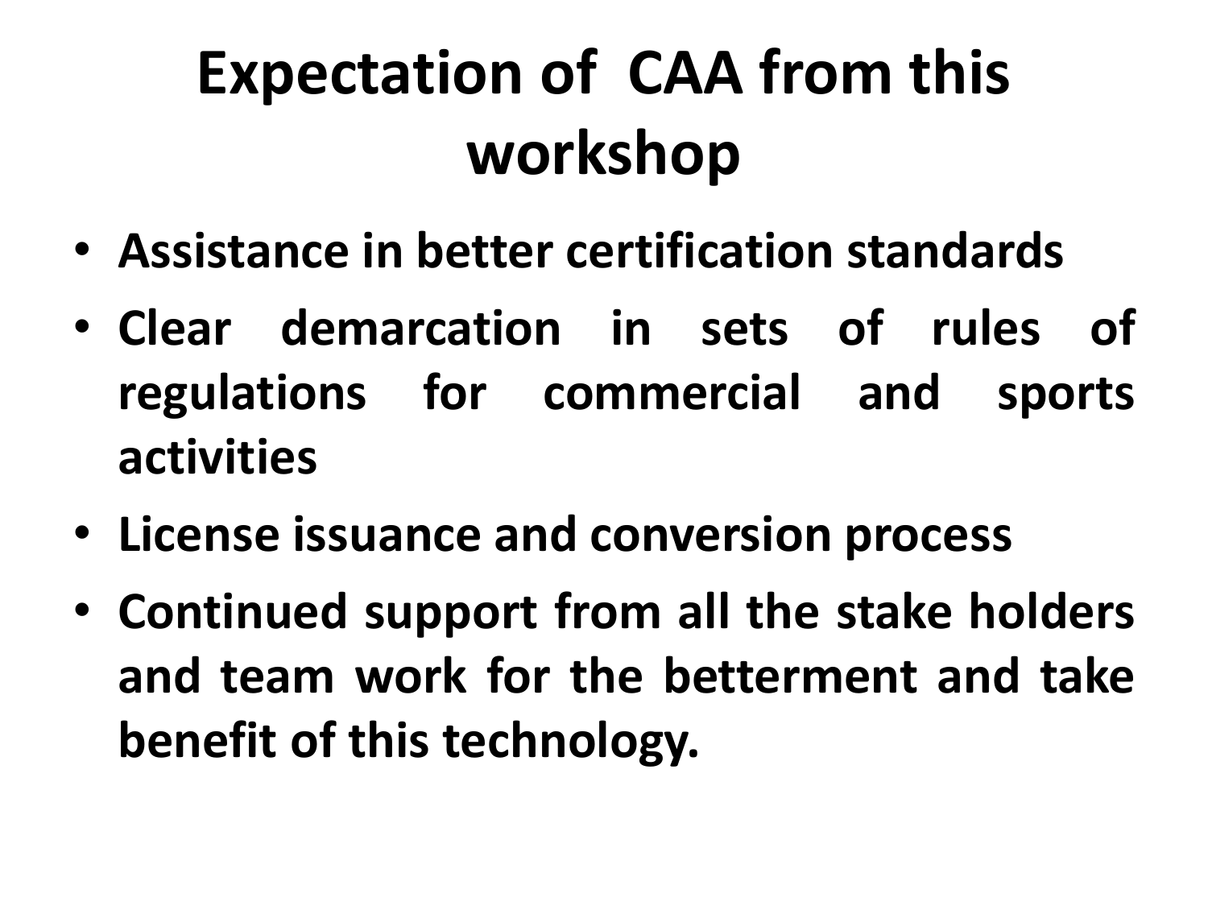# Expectation of CAA from this workshop

- **Assistance in better certification standards**
- **Clear demarcation in sets of rules of regulations for commercial and sports activities**
- **License issuance and conversion process**
- **Continued support from all the stake holders and team work for the betterment and take benefit of this technology.**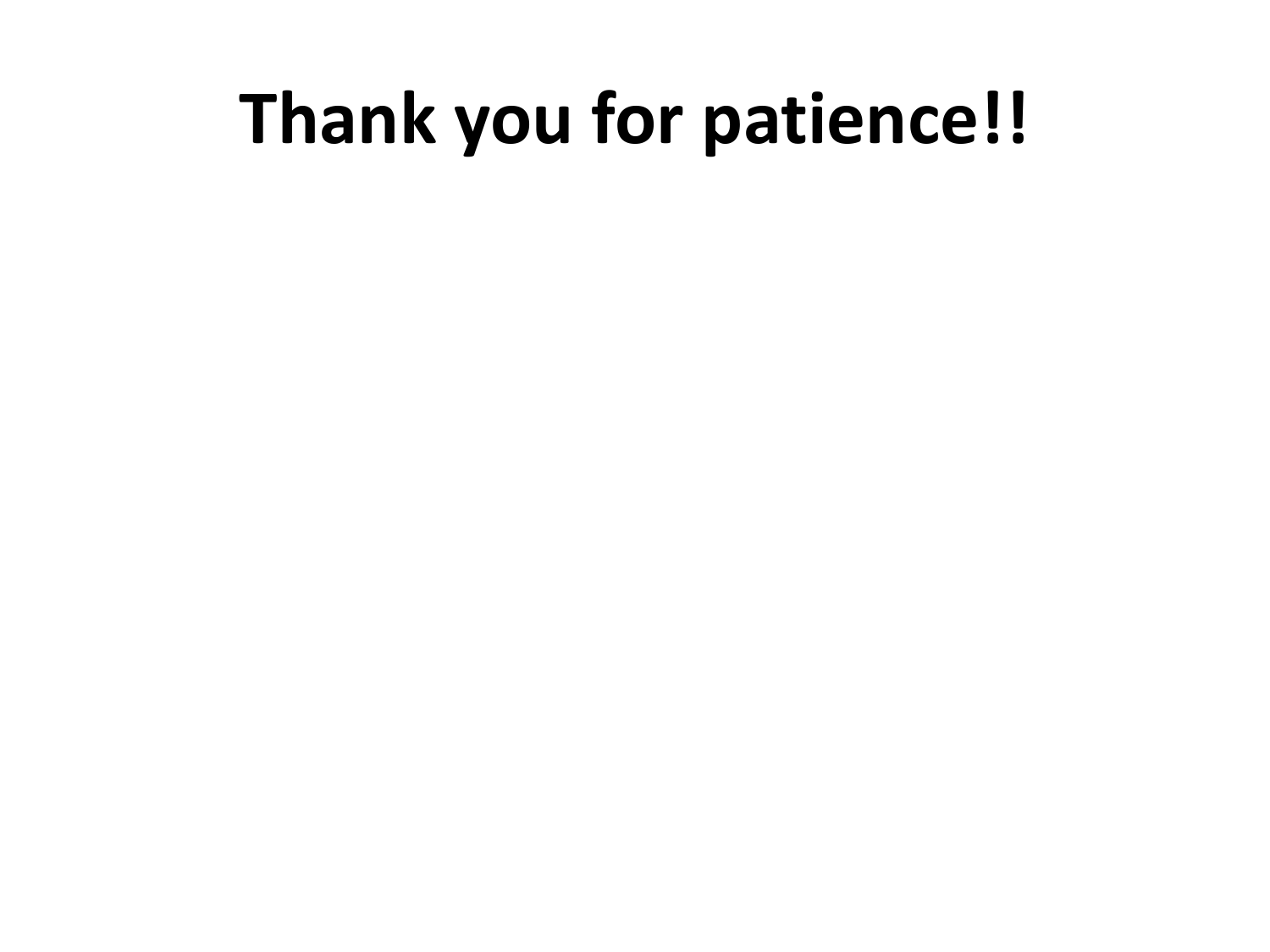# Thank you for patience!!